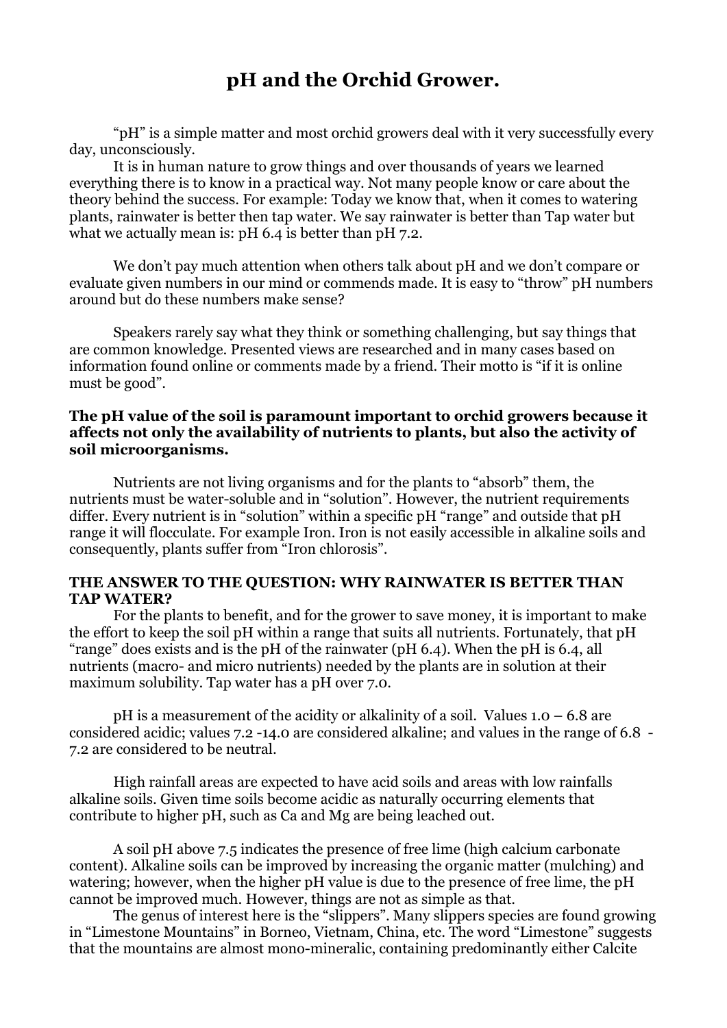# pH and the Orchid Grower.

"pH" is a simple matter and most orchid growers deal with it very successfully every day, unconsciously.

It is in human nature to grow things and over thousands of years we learned everything there is to know in a practical way. Not many people know or care about the theory behind the success. For example: Today we know that, when it comes to watering plants, rainwater is better then tap water. We say rainwater is better than Tap water but what we actually mean is: pH 6.4 is better than pH 7.2.

We don't pay much attention when others talk about pH and we don't compare or evaluate given numbers in our mind or commends made. It is easy to "throw" pH numbers around but do these numbers make sense?

Speakers rarely say what they think or something challenging, but say things that are common knowledge. Presented views are researched and in many cases based on information found online or comments made by a friend. Their motto is "if it is online must be good".

**The pH value of the soil is paramount important to orchid growers because it affects not only the availability of nutrients to plants, but also the activity of soil microorganisms.**

Nutrients are not living organisms and for the plants to "absorb" them, the nutrients must be water-soluble and in "solution". However, the nutrient requirements differ. Every nutrient is in "solution" within a specific pH "range" and outside that pH range it will flocculate. For example Iron. Iron is not easily accessible in alkaline soils and consequently, plants suffer from "Iron chlorosis".

**THE ANSWER TO THE QUESTION: WHY RAINWATER IS BETTER THAN TAP WATER?**

For the plants to benefit, and for the grower to save money, it is important to make the effort to keep the soil pH within a range that suits all nutrients. Fortunately, that pH "range" does exists and is the pH of the rainwater (pH 6.4). When the pH is 6.4, all nutrients (macro- and micro nutrients) needed by the plants are in solution at their maximum solubility. Tap water has a pH over 7.0.

pH is a measurement of the acidity or alkalinity of a soil. Values 1.0 – 6.8 are considered acidic; values 7.2 -14.0 are considered alkaline; and values in the range of 6.8 - 7.2 are considered to be neutral.

High rainfall areas are expected to have acid soils and areas with low rainfalls alkaline soils. Given time soils become acidic as naturally occurring elements that contribute to higher pH, such as Ca and Mg are being leached out.

A soil pH above 7.5 indicates the presence of free lime (high calcium carbonate content). Alkaline soils can be improved by increasing the organic matter (mulching) and watering; however, when the higher pH value is due to the presence of free lime, the pH cannot be improved much. However, things are not as simple as that.

The genus of interest here is the "slippers". Many slippers species are found growing in "Limestone Mountains" in Borneo, Vietnam, China, etc. The word "Limestone" suggests that the mountains are almost mono-mineralic, containing predominantly either Calcite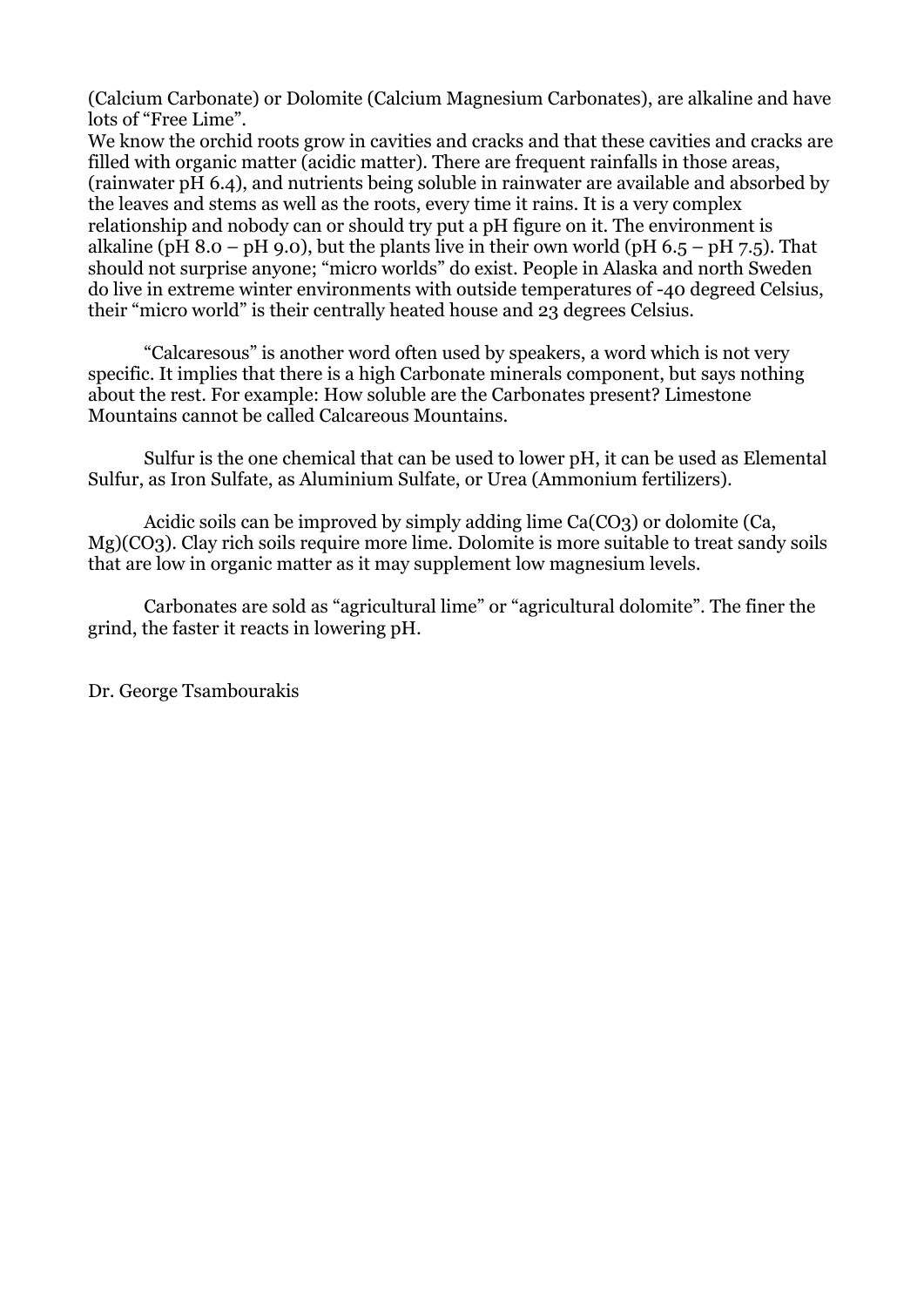(Calcium Carbonate) or Dolomite (Calcium Magnesium Carbonates), are alkaline and have lots of "Free Lime".

We know the orchid roots grow in cavities and cracks and that these cavities and cracks are filled with organic matter (acidic matter). There are frequent rainfalls in those areas, (rainwater pH 6.4), and nutrients being soluble in rainwater are available and absorbed by the leaves and stems as well as the roots, every time it rains. It is a very complex relationship and nobody can or should try put a pH figure on it. The environment is alkaline (pH 8.0 – pH 9.0), but the plants live in their own world (pH 6.5 – pH 7.5). That should not surprise anyone; "micro worlds" do exist. People in Alaska and north Sweden do live in extreme winter environments with outside temperatures of -40 degreed Celsius, their "micro world" is their centrally heated house and 23 degrees Celsius.

"Calcaresous" is another word often used by speakers, a word which is not very specific. It implies that there is a high Carbonate minerals component, but says nothing about the rest. For example: How soluble are the Carbonates present? Limestone Mountains cannot be called Calcareous Mountains.

Sulfur is the one chemical that can be used to lower pH, it can be used as Elemental Sulfur, as Iron Sulfate, as Aluminium Sulfate, or Urea (Ammonium fertilizers).

Acidic soils can be improved by simply adding lime $Ca(CO_3)$ or dolomite $(Ca, Mg)(CO_3)$. Clay rich soils require more lime. Dolomite is more suitable to treat sandy soils that are low in organic matter as it may supplement low magnesium levels.

Carbonates are sold as "agricultural lime" or "agricultural dolomite". The finer the grind, the faster it reacts in lowering pH.

Dr. George Tsambourakis